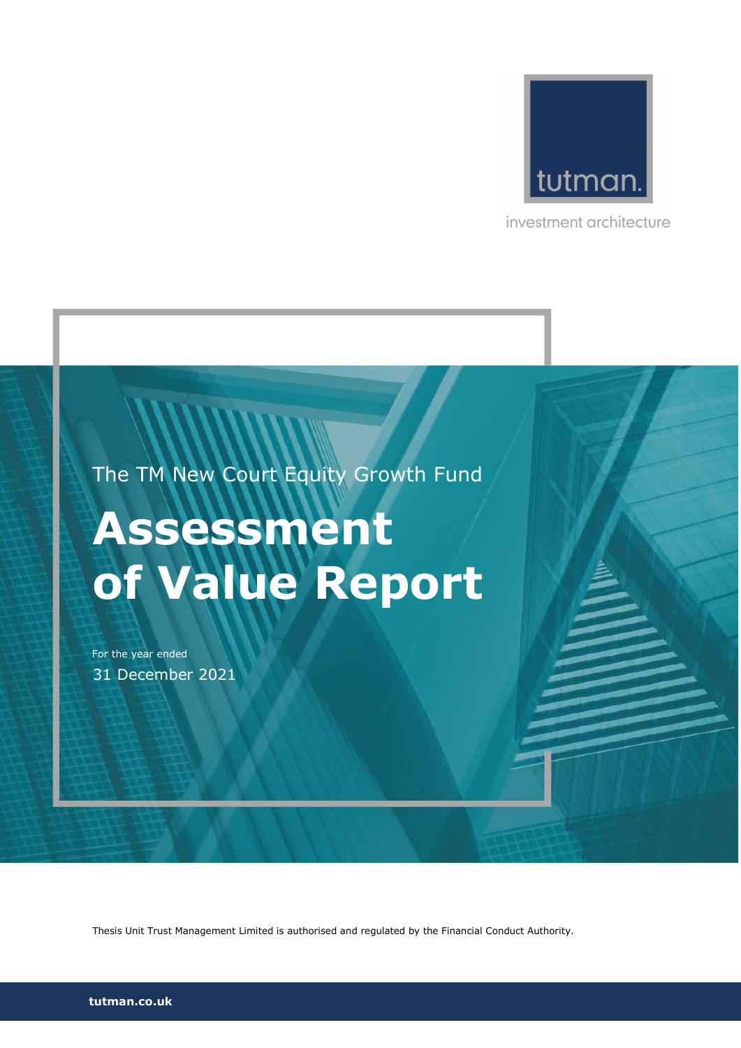tutman.

investment architecture

The TM New Court Equity Growth Fund

# Assessment of Value Report

For the year ended

31 December 2021

Thesis Unit Trust Management Limited is authorised and regulated by the Financial Conduct Authority.

**tutman.co.uk**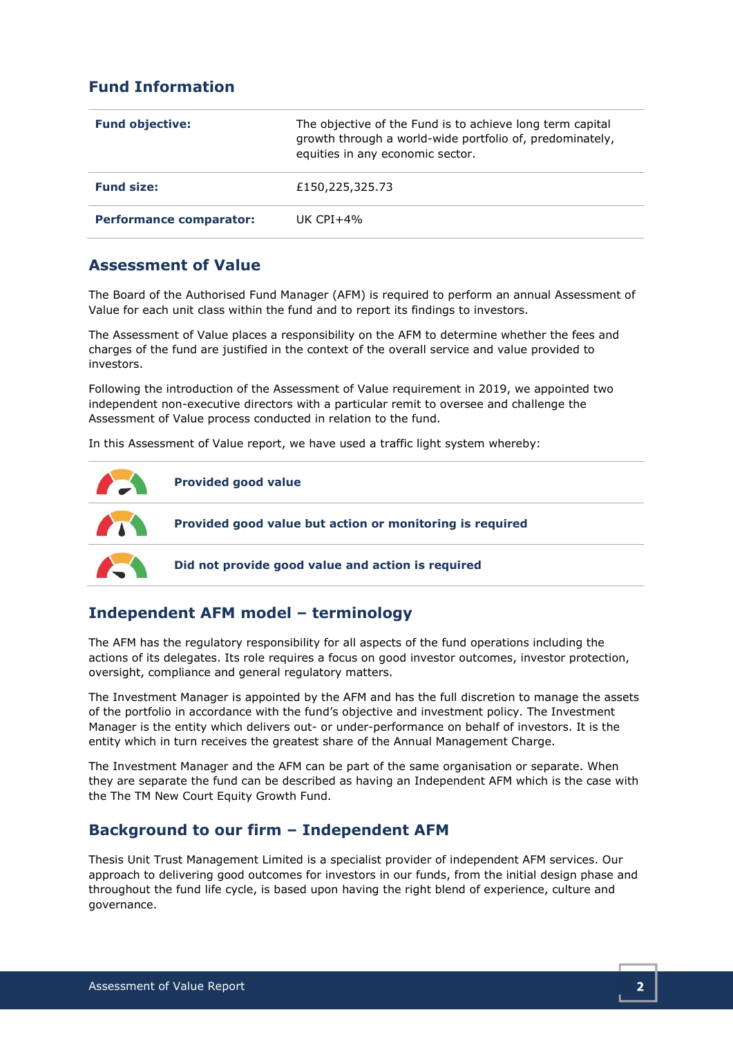## Fund Information

| Fund objective: | The objective of the Fund is to achieve long term capital growth through a world-wide portfolio of, predominately, equities in any economic sector. |
|---|---|
| Fund size: | £150,225,325.73 |
| Performance comparator: | UK CPI+4% |

## Assessment of Value

The Board of the Authorised Fund Manager (AFM) is required to perform an annual Assessment of Value for each unit class within the fund and to report its findings to investors.

The Assessment of Value places a responsibility on the AFM to determine whether the fees and charges of the fund are justified in the context of the overall service and value provided to investors.

Following the introduction of the Assessment of Value requirement in 2019, we appointed two independent non-executive directors with a particular remit to oversee and challenge the Assessment of Value process conducted in relation to the fund.

In this Assessment of Value report, we have used a traffic light system whereby:

| | |
|---|---|
| | **Provided good value** |
| | **Provided good value but action or monitoring is required** |
| | **Did not provide good value and action is required** |

## Independent AFM model – terminology

The AFM has the regulatory responsibility for all aspects of the fund operations including the actions of its delegates. Its role requires a focus on good investor outcomes, investor protection, oversight, compliance and general regulatory matters.

The Investment Manager is appointed by the AFM and has the full discretion to manage the assets of the portfolio in accordance with the fund's objective and investment policy. The Investment Manager is the entity which delivers out- or under-performance on behalf of investors. It is the entity which in turn receives the greatest share of the Annual Management Charge.

The Investment Manager and the AFM can be part of the same organisation or separate. When they are separate the fund can be described as having an Independent AFM which is the case with the The TM New Court Equity Growth Fund.

## Background to our firm – Independent AFM

Thesis Unit Trust Management Limited is a specialist provider of independent AFM services. Our approach to delivering good outcomes for investors in our funds, from the initial design phase and throughout the fund life cycle, is based upon having the right blend of experience, culture and governance.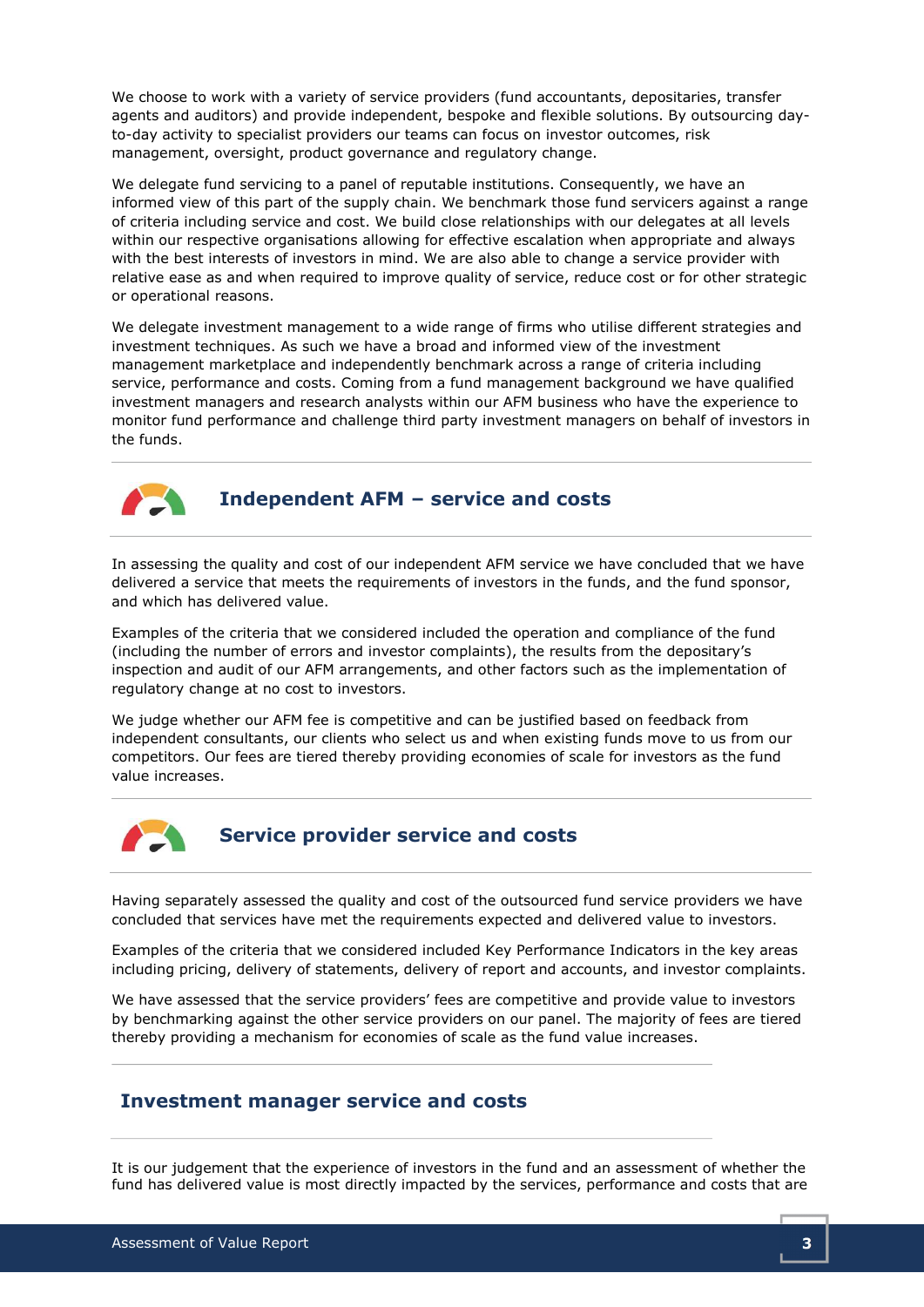We choose to work with a variety of service providers (fund accountants, depositaries, transfer agents and auditors) and provide independent, bespoke and flexible solutions. By outsourcing day-to-day activity to specialist providers our teams can focus on investor outcomes, risk management, oversight, product governance and regulatory change.

We delegate fund servicing to a panel of reputable institutions. Consequently, we have an informed view of this part of the supply chain. We benchmark those fund servicers against a range of criteria including service and cost. We build close relationships with our delegates at all levels within our respective organisations allowing for effective escalation when appropriate and always with the best interests of investors in mind. We are also able to change a service provider with relative ease as and when required to improve quality of service, reduce cost or for other strategic or operational reasons.

We delegate investment management to a wide range of firms who utilise different strategies and investment techniques. As such we have a broad and informed view of the investment management marketplace and independently benchmark across a range of criteria including service, performance and costs. Coming from a fund management background we have qualified investment managers and research analysts within our AFM business who have the experience to monitor fund performance and challenge third party investment managers on behalf of investors in the funds.

## Independent AFM – service and costs

In assessing the quality and cost of our independent AFM service we have concluded that we have delivered a service that meets the requirements of investors in the funds, and the fund sponsor, and which has delivered value.

Examples of the criteria that we considered included the operation and compliance of the fund (including the number of errors and investor complaints), the results from the depositary's inspection and audit of our AFM arrangements, and other factors such as the implementation of regulatory change at no cost to investors.

We judge whether our AFM fee is competitive and can be justified based on feedback from independent consultants, our clients who select us and when existing funds move to us from our competitors. Our fees are tiered thereby providing economies of scale for investors as the fund value increases.

## Service provider service and costs

Having separately assessed the quality and cost of the outsourced fund service providers we have concluded that services have met the requirements expected and delivered value to investors.

Examples of the criteria that we considered included Key Performance Indicators in the key areas including pricing, delivery of statements, delivery of report and accounts, and investor complaints.

We have assessed that the service providers' fees are competitive and provide value to investors by benchmarking against the other service providers on our panel. The majority of fees are tiered thereby providing a mechanism for economies of scale as the fund value increases.

## Investment manager service and costs

It is our judgement that the experience of investors in the fund and an assessment of whether the fund has delivered value is most directly impacted by the services, performance and costs that are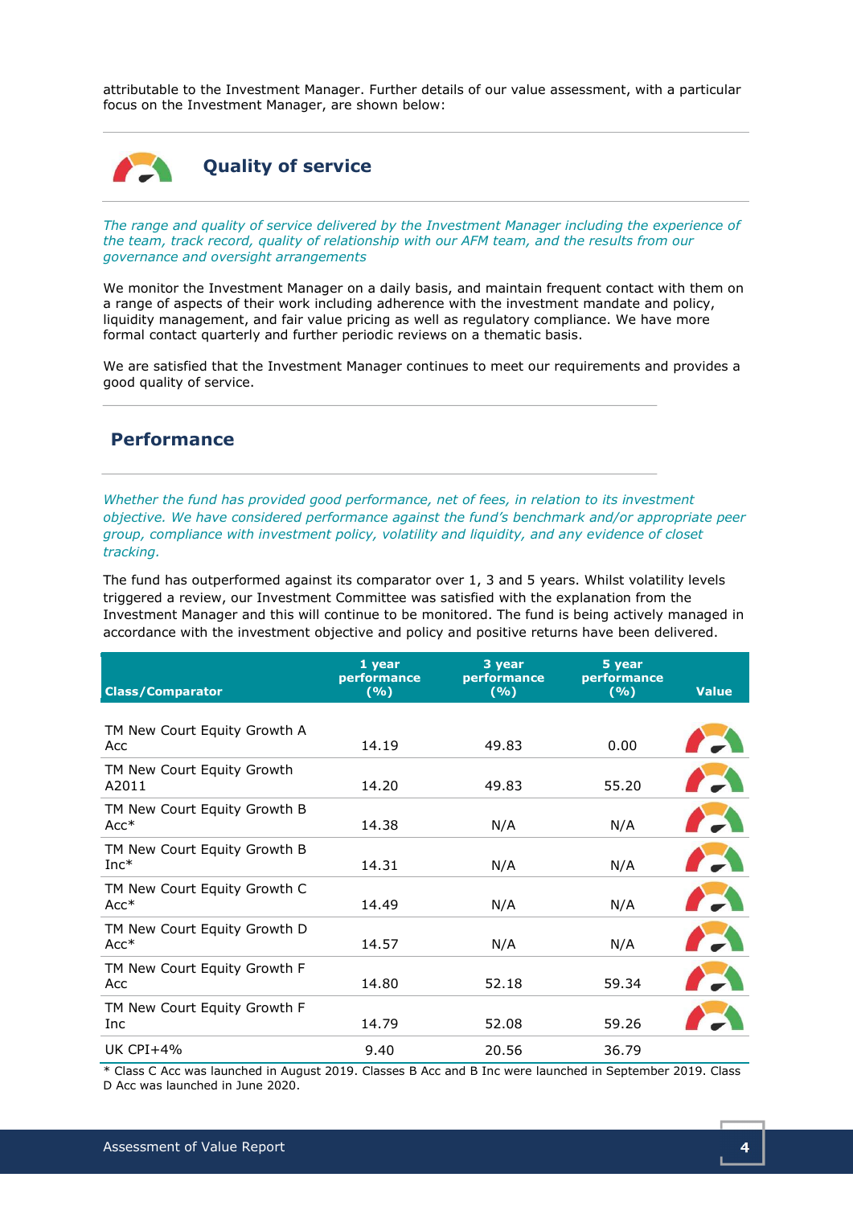attributable to the Investment Manager. Further details of our value assessment, with a particular focus on the Investment Manager, are shown below:

## Quality of service

*The range and quality of service delivered by the Investment Manager including the experience of the team, track record, quality of relationship with our AFM team, and the results from our governance and oversight arrangements*

We monitor the Investment Manager on a daily basis, and maintain frequent contact with them on a range of aspects of their work including adherence with the investment mandate and policy, liquidity management, and fair value pricing as well as regulatory compliance. We have more formal contact quarterly and further periodic reviews on a thematic basis.

We are satisfied that the Investment Manager continues to meet our requirements and provides a good quality of service.

## Performance

*Whether the fund has provided good performance, net of fees, in relation to its investment objective. We have considered performance against the fund's benchmark and/or appropriate peer group, compliance with investment policy, volatility and liquidity, and any evidence of closet tracking.*

The fund has outperformed against its comparator over 1, 3 and 5 years. Whilst volatility levels triggered a review, our Investment Committee was satisfied with the explanation from the Investment Manager and this will continue to be monitored. The fund is being actively managed in accordance with the investment objective and policy and positive returns have been delivered.

| Class/Comparator | 1 year performance (%) | 3 year performance (%) | 5 year performance (%) | Value |
|---|---|---|---|---|
| TM New Court Equity Growth A Acc | 14.19 | 49.83 | 0.00 | |
| TM New Court Equity Growth A2011 | 14.20 | 49.83 | 55.20 | |
| TM New Court Equity Growth B Acc* | 14.38 | N/A | N/A | |
| TM New Court Equity Growth B Inc* | 14.31 | N/A | N/A | |
| TM New Court Equity Growth C Acc* | 14.49 | N/A | N/A | |
| TM New Court Equity Growth D Acc* | 14.57 | N/A | N/A | |
| TM New Court Equity Growth F Acc | 14.80 | 52.18 | 59.34 | |
| TM New Court Equity Growth F Inc | 14.79 | 52.08 | 59.26 | |
| UK CPI+4% | 9.40 | 20.56 | 36.79 | |

* Class C Acc was launched in August 2019. Classes B Acc and B Inc were launched in September 2019. Class D Acc was launched in June 2020.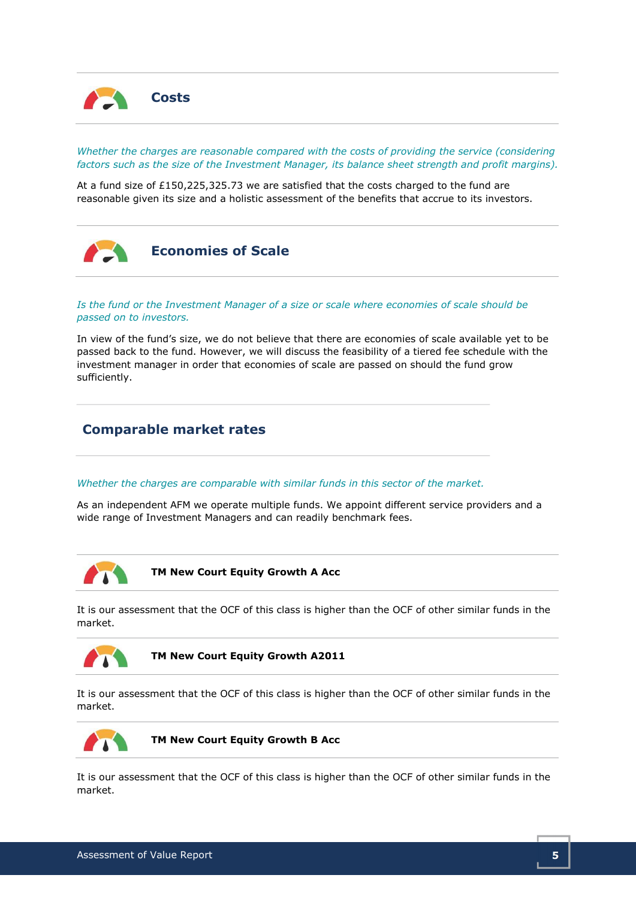## Costs

*Whether the charges are reasonable compared with the costs of providing the service (considering factors such as the size of the Investment Manager, its balance sheet strength and profit margins).*

At a fund size of £150,225,325.73 we are satisfied that the costs charged to the fund are reasonable given its size and a holistic assessment of the benefits that accrue to its investors.

## Economies of Scale

*Is the fund or the Investment Manager of a size or scale where economies of scale should be passed on to investors.*

In view of the fund's size, we do not believe that there are economies of scale available yet to be passed back to the fund. However, we will discuss the feasibility of a tiered fee schedule with the investment manager in order that economies of scale are passed on should the fund grow sufficiently.

## Comparable market rates

*Whether the charges are comparable with similar funds in this sector of the market.*

As an independent AFM we operate multiple funds. We appoint different service providers and a wide range of Investment Managers and can readily benchmark fees.

### TM New Court Equity Growth A Acc

It is our assessment that the OCF of this class is higher than the OCF of other similar funds in the market.

### TM New Court Equity Growth A2011

It is our assessment that the OCF of this class is higher than the OCF of other similar funds in the market.

### TM New Court Equity Growth B Acc

It is our assessment that the OCF of this class is higher than the OCF of other similar funds in the market.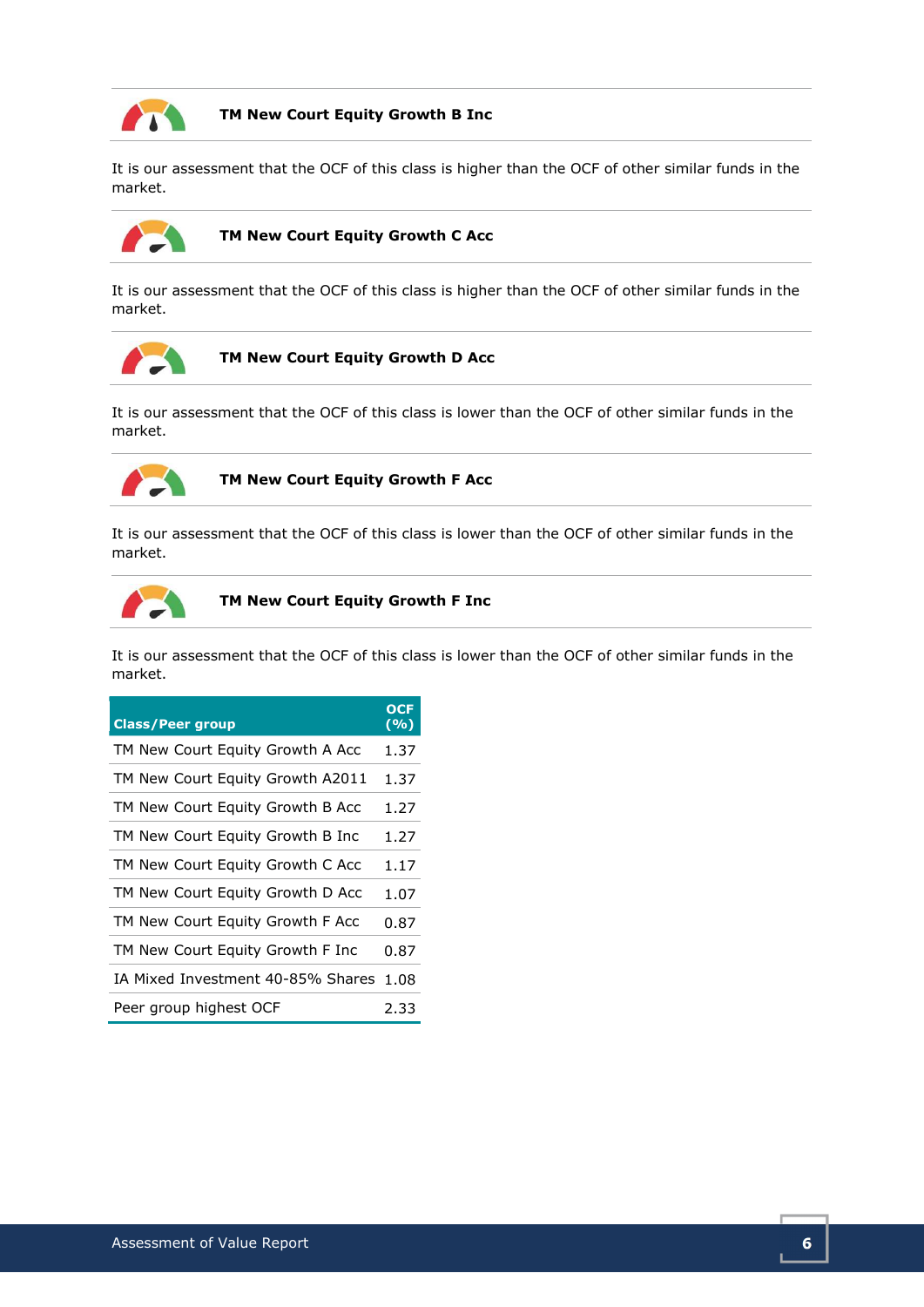### TM New Court Equity Growth B Inc

It is our assessment that the OCF of this class is higher than the OCF of other similar funds in the market.

### TM New Court Equity Growth C Acc

It is our assessment that the OCF of this class is higher than the OCF of other similar funds in the market.

### TM New Court Equity Growth D Acc

It is our assessment that the OCF of this class is lower than the OCF of other similar funds in the market.

### TM New Court Equity Growth F Acc

It is our assessment that the OCF of this class is lower than the OCF of other similar funds in the market.

### TM New Court Equity Growth F Inc

It is our assessment that the OCF of this class is lower than the OCF of other similar funds in the market.

| Class/Peer group | OCF (%) |
|---|---|
| TM New Court Equity Growth A Acc | 1.37 |
| TM New Court Equity Growth A2011 | 1.37 |
| TM New Court Equity Growth B Acc | 1.27 |
| TM New Court Equity Growth B Inc | 1.27 |
| TM New Court Equity Growth C Acc | 1.17 |
| TM New Court Equity Growth D Acc | 1.07 |
| TM New Court Equity Growth F Acc | 0.87 |
| TM New Court Equity Growth F Inc | 0.87 |
| IA Mixed Investment 40-85% Shares | 1.08 |
| Peer group highest OCF | 2.33 |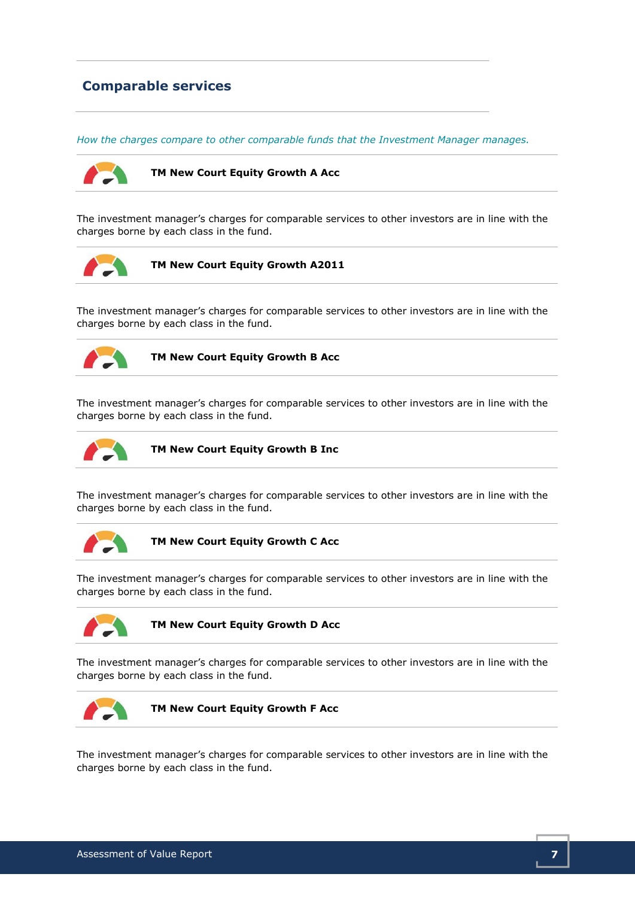## Comparable services

*How the charges compare to other comparable funds that the Investment Manager manages.*

### TM New Court Equity Growth A Acc

The investment manager's charges for comparable services to other investors are in line with the charges borne by each class in the fund.

### TM New Court Equity Growth A2011

The investment manager's charges for comparable services to other investors are in line with the charges borne by each class in the fund.

### TM New Court Equity Growth B Acc

The investment manager's charges for comparable services to other investors are in line with the charges borne by each class in the fund.

### TM New Court Equity Growth B Inc

The investment manager's charges for comparable services to other investors are in line with the charges borne by each class in the fund.

### TM New Court Equity Growth C Acc

The investment manager's charges for comparable services to other investors are in line with the charges borne by each class in the fund.

### TM New Court Equity Growth D Acc

The investment manager's charges for comparable services to other investors are in line with the charges borne by each class in the fund.

### TM New Court Equity Growth F Acc

The investment manager's charges for comparable services to other investors are in line with the charges borne by each class in the fund.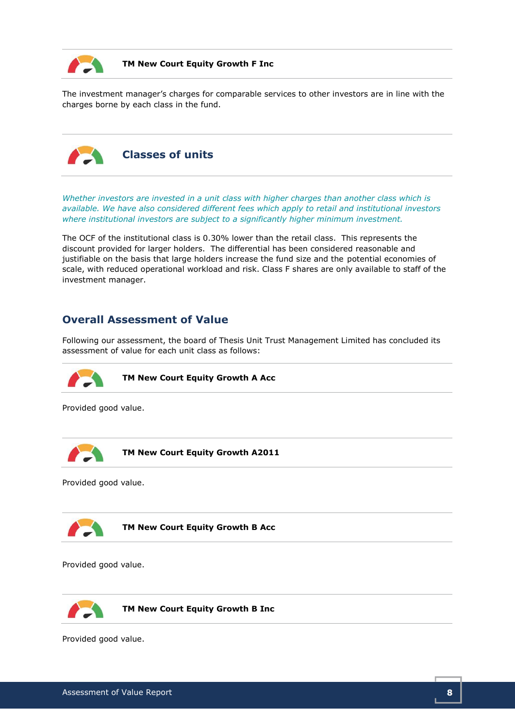**TM New Court Equity Growth F Inc**

The investment manager's charges for comparable services to other investors are in line with the charges borne by each class in the fund.

## Classes of units

*Whether investors are invested in a unit class with higher charges than another class which is available. We have also considered different fees which apply to retail and institutional investors where institutional investors are subject to a significantly higher minimum investment.*

The OCF of the institutional class is 0.30% lower than the retail class. This represents the discount provided for larger holders. The differential has been considered reasonable and justifiable on the basis that large holders increase the fund size and the potential economies of scale, with reduced operational workload and risk. Class F shares are only available to staff of the investment manager.

## Overall Assessment of Value

Following our assessment, the board of Thesis Unit Trust Management Limited has concluded its assessment of value for each unit class as follows:

**TM New Court Equity Growth A Acc**

Provided good value.

**TM New Court Equity Growth A2011**

Provided good value.

**TM New Court Equity Growth B Acc**

Provided good value.

**TM New Court Equity Growth B Inc**

Provided good value.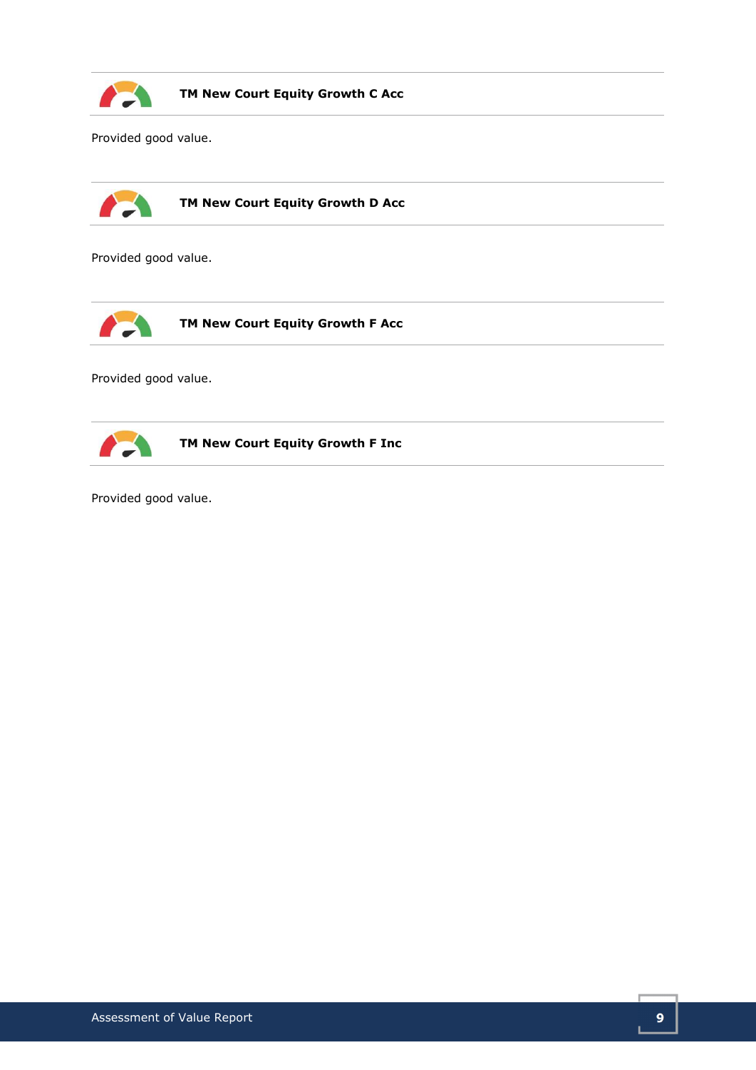**TM New Court Equity Growth C Acc**

Provided good value.

**TM New Court Equity Growth D Acc**

Provided good value.

**TM New Court Equity Growth F Acc**

Provided good value.

**TM New Court Equity Growth F Inc**

Provided good value.